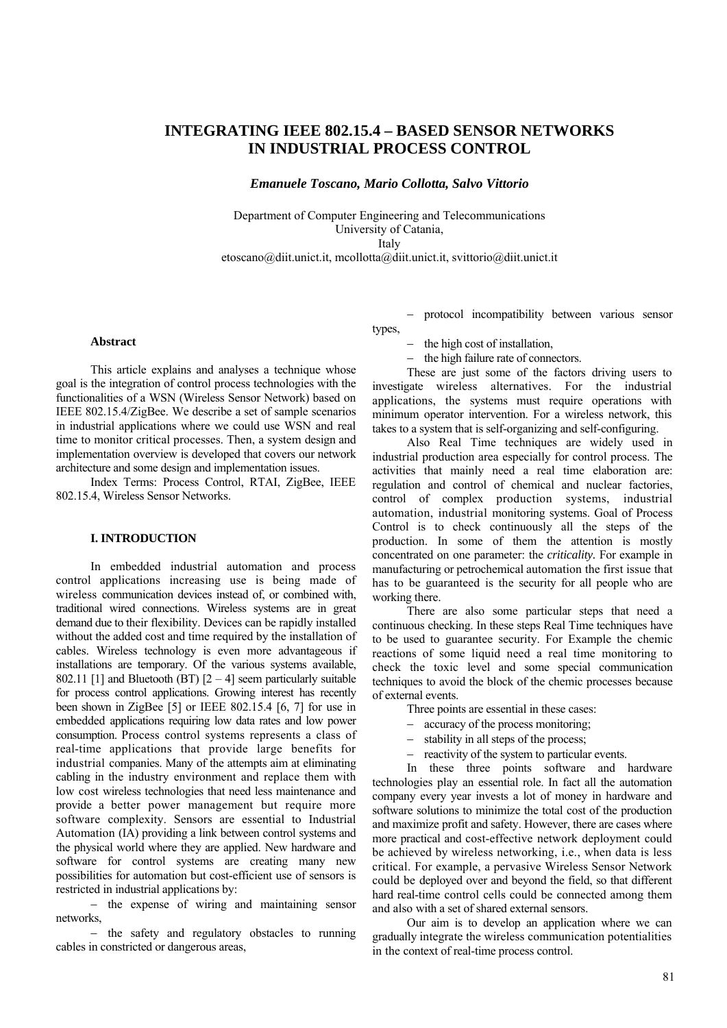# INTEGRATING IEEE 802.15.4 – BASED SENSOR NETWORKS IN INDUSTRIAL PROCESS CONTROL

***Emanuele Toscano, Mario Collotta, Salvo Vittorio***

Department of Computer Engineering and Telecommunications
University of Catania,
Italy
etoscano@diit.unict.it, mcollotta@diit.unict.it, svittorio@diit.unict.it

## Abstract

This article explains and analyses a technique whose goal is the integration of control process technologies with the functionalities of a WSN (Wireless Sensor Network) based on IEEE 802.15.4/ZigBee. We describe a set of sample scenarios in industrial applications where we could use WSN and real time to monitor critical processes. Then, a system design and implementation overview is developed that covers our network architecture and some design and implementation issues.

Index Terms: Process Control, RTAI, ZigBee, IEEE 802.15.4, Wireless Sensor Networks.

## I. INTRODUCTION

In embedded industrial automation and process control applications increasing use is being made of wireless communication devices instead of, or combined with, traditional wired connections. Wireless systems are in great demand due to their flexibility. Devices can be rapidly installed without the added cost and time required by the installation of cables. Wireless technology is even more advantageous if installations are temporary. Of the various systems available, 802.11 [1] and Bluetooth (BT) [2 – 4] seem particularly suitable for process control applications. Growing interest has recently been shown in ZigBee [5] or IEEE 802.15.4 [6, 7] for use in embedded applications requiring low data rates and low power consumption. Process control systems represents a class of real-time applications that provide large benefits for industrial companies. Many of the attempts aim at eliminating cabling in the industry environment and replace them with low cost wireless technologies that need less maintenance and provide a better power management but require more software complexity. Sensors are essential to Industrial Automation (IA) providing a link between control systems and the physical world where they are applied. New hardware and software for control systems are creating many new possibilities for automation but cost-efficient use of sensors is restricted in industrial applications by:

- the expense of wiring and maintaining sensor networks,
- the safety and regulatory obstacles to running cables in constricted or dangerous areas,
- protocol incompatibility between various sensor types,
- the high cost of installation,
- the high failure rate of connectors.

These are just some of the factors driving users to investigate wireless alternatives. For the industrial applications, the systems must require operations with minimum operator intervention. For a wireless network, this takes to a system that is self-organizing and self-configuring.

Also Real Time techniques are widely used in industrial production area especially for control process. The activities that mainly need a real time elaboration are: regulation and control of chemical and nuclear factories, control of complex production systems, industrial automation, industrial monitoring systems. Goal of Process Control is to check continuously all the steps of the production. In some of them the attention is mostly concentrated on one parameter: the *criticality.* For example in manufacturing or petrochemical automation the first issue that has to be guaranteed is the security for all people who are working there.

There are also some particular steps that need a continuous checking. In these steps Real Time techniques have to be used to guarantee security. For Example the chemic reactions of some liquid need a real time monitoring to check the toxic level and some special communication techniques to avoid the block of the chemic processes because of external events.

Three points are essential in these cases:

- accuracy of the process monitoring;
- stability in all steps of the process;
- reactivity of the system to particular events.

In these three points software and hardware technologies play an essential role. In fact all the automation company every year invests a lot of money in hardware and software solutions to minimize the total cost of the production and maximize profit and safety. However, there are cases where more practical and cost-effective network deployment could be achieved by wireless networking, i.e., when data is less critical. For example, a pervasive Wireless Sensor Network could be deployed over and beyond the field, so that different hard real-time control cells could be connected among them and also with a set of shared external sensors.

Our aim is to develop an application where we can gradually integrate the wireless communication potentialities in the context of real-time process control.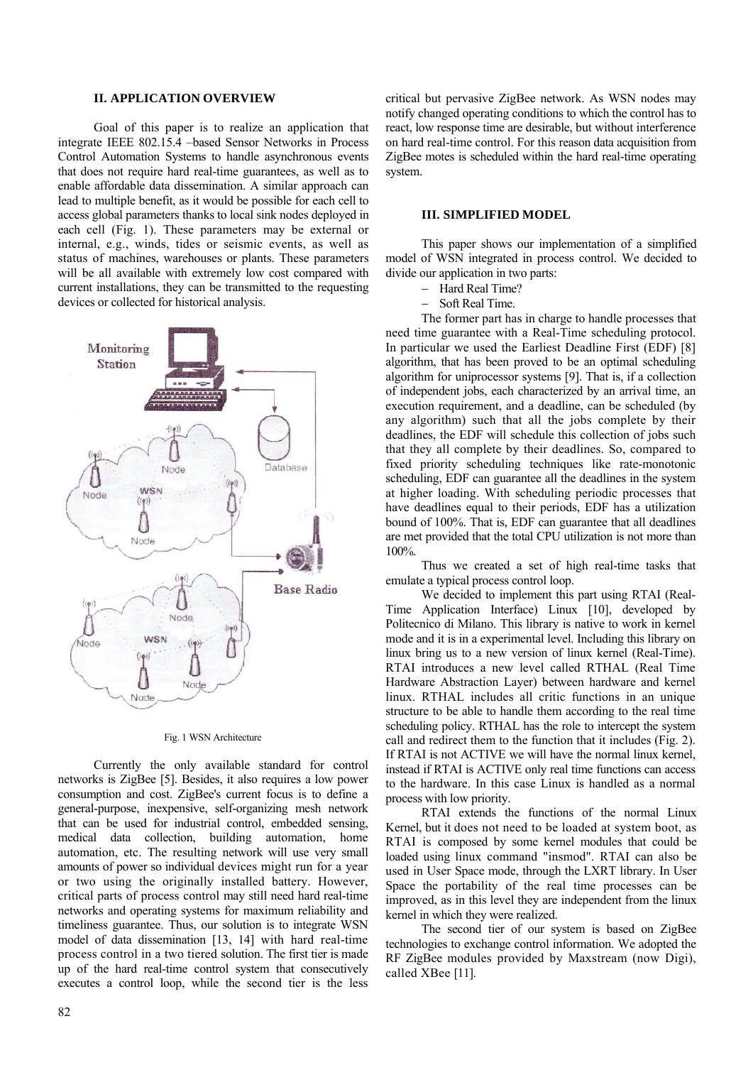## II. APPLICATION OVERVIEW

Goal of this paper is to realize an application that integrate IEEE 802.15.4 –based Sensor Networks in Process Control Automation Systems to handle asynchronous events that does not require hard real-time guarantees, as well as to enable affordable data dissemination. A similar approach can lead to multiple benefit, as it would be possible for each cell to access global parameters thanks to local sink nodes deployed in each cell (Fig. 1). These parameters may be external or internal, e.g., winds, tides or seismic events, as well as status of machines, warehouses or plants. These parameters will be all available with extremely low cost compared with current installations, they can be transmitted to the requesting devices or collected for historical analysis.

Fig. 1 WSN Architecture

Currently the only available standard for control networks is ZigBee [5]. Besides, it also requires a low power consumption and cost. ZigBee's current focus is to define a general-purpose, inexpensive, self-organizing mesh network that can be used for industrial control, embedded sensing, medical data collection, building automation, home automation, etc. The resulting network will use very small amounts of power so individual devices might run for a year or two using the originally installed battery. However, critical parts of process control may still need hard real-time networks and operating systems for maximum reliability and timeliness guarantee. Thus, our solution is to integrate WSN model of data dissemination [13, 14] with hard real-time process control in a two tiered solution. The first tier is made up of the hard real-time control system that consecutively executes a control loop, while the second tier is the less critical but pervasive ZigBee network. As WSN nodes may notify changed operating conditions to which the control has to react, low response time are desirable, but without interference on hard real-time control. For this reason data acquisition from ZigBee motes is scheduled within the hard real-time operating system.

## III. SIMPLIFIED MODEL

This paper shows our implementation of a simplified model of WSN integrated in process control. We decided to divide our application in two parts:

- Hard Real Time?
- Soft Real Time.

The former part has in charge to handle processes that need time guarantee with a Real-Time scheduling protocol. In particular we used the Earliest Deadline First (EDF) [8] algorithm, that has been proved to be an optimal scheduling algorithm for uniprocessor systems [9]. That is, if a collection of independent jobs, each characterized by an arrival time, an execution requirement, and a deadline, can be scheduled (by any algorithm) such that all the jobs complete by their deadlines, the EDF will schedule this collection of jobs such that they all complete by their deadlines. So, compared to fixed priority scheduling techniques like rate-monotonic scheduling, EDF can guarantee all the deadlines in the system at higher loading. With scheduling periodic processes that have deadlines equal to their periods, EDF has a utilization bound of 100%. That is, EDF can guarantee that all deadlines are met provided that the total CPU utilization is not more than 100%.

Thus we created a set of high real-time tasks that emulate a typical process control loop.

We decided to implement this part using RTAI (Real-Time Application Interface) Linux [10], developed by Politecnico di Milano. This library is native to work in kernel mode and it is in a experimental level. Including this library on linux bring us to a new version of linux kernel (Real-Time). RTAI introduces a new level called RTHAL (Real Time Hardware Abstraction Layer) between hardware and kernel linux. RTHAL includes all critic functions in an unique structure to be able to handle them according to the real time scheduling policy. RTHAL has the role to intercept the system call and redirect them to the function that it includes (Fig. 2). If RTAI is not ACTIVE we will have the normal linux kernel, instead if RTAI is ACTIVE only real time functions can access to the hardware. In this case Linux is handled as a normal process with low priority.

RTAI extends the functions of the normal Linux Kernel, but it does not need to be loaded at system boot, as RTAI is composed by some kernel modules that could be loaded using linux command "insmod". RTAI can also be used in User Space mode, through the LXRT library. In User Space the portability of the real time processes can be improved, as in this level they are independent from the linux kernel in which they were realized.

The second tier of our system is based on ZigBee technologies to exchange control information. We adopted the RF ZigBee modules provided by Maxstream (now Digi), called XBee [11].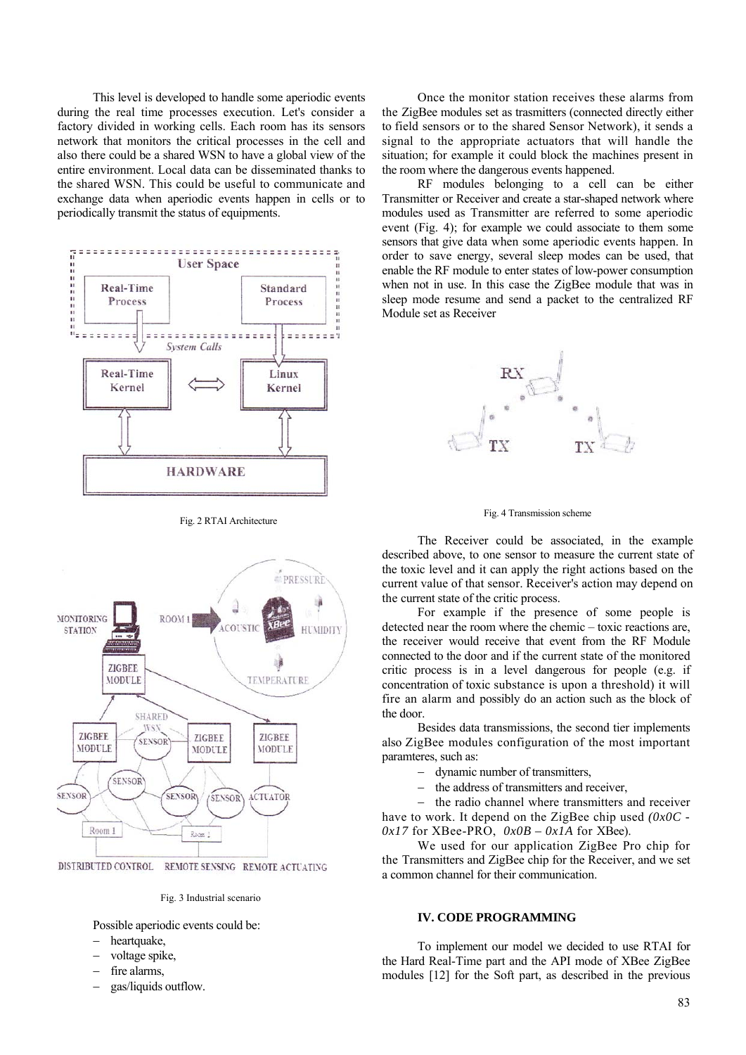This level is developed to handle some aperiodic events during the real time processes execution. Let's consider a factory divided in working cells. Each room has its sensors network that monitors the critical processes in the cell and also there could be a shared WSN to have a global view of the entire environment. Local data can be disseminated thanks to the shared WSN. This could be useful to communicate and exchange data when aperiodic events happen in cells or to periodically transmit the status of equipments.

Fig. 2 RTAI Architecture

Fig. 3 Industrial scenario

Possible aperiodic events could be:

- heartquake,
- voltage spike,
- fire alarms,
- gas/liquids outflow.

Once the monitor station receives these alarms from the ZigBee modules set as trasmitters (connected directly either to field sensors or to the shared Sensor Network), it sends a signal to the appropriate actuators that will handle the situation; for example it could block the machines present in the room where the dangerous events happened.

RF modules belonging to a cell can be either Transmitter or Receiver and create a star-shaped network where modules used as Transmitter are referred to some aperiodic event (Fig. 4); for example we could associate to them some sensors that give data when some aperiodic events happen. In order to save energy, several sleep modes can be used, that enable the RF module to enter states of low-power consumption when not in use. In this case the ZigBee module that was in sleep mode resume and send a packet to the centralized RF Module set as Receiver

Fig. 4 Transmission scheme

The Receiver could be associated, in the example described above, to one sensor to measure the current state of the toxic level and it can apply the right actions based on the current value of that sensor. Receiver's action may depend on the current state of the critic process.

For example if the presence of some people is detected near the room where the chemic – toxic reactions are, the receiver would receive that event from the RF Module connected to the door and if the current state of the monitored critic process is in a level dangerous for people (e.g. if concentration of toxic substance is upon a threshold) it will fire an alarm and possibly do an action such as the block of the door.

Besides data transmissions, the second tier implements also ZigBee modules configuration of the most important paramteres, such as:

- dynamic number of transmitters,
- the address of transmitters and receiver,
- the radio channel where transmitters and receiver have to work. It depend on the ZigBee chip used *(0x0C - 0x17* for XBee-PRO, *0x0B – 0x1A* for XBee).

We used for our application ZigBee Pro chip for the Transmitters and ZigBee chip for the Receiver, and we set a common channel for their communication.

## IV. CODE PROGRAMMING

To implement our model we decided to use RTAI for the Hard Real-Time part and the API mode of XBee ZigBee modules [12] for the Soft part, as described in the previous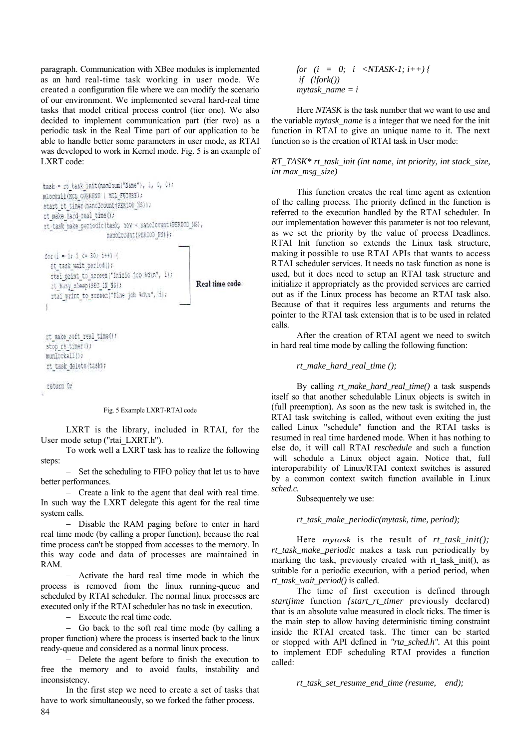paragraph. Communication with XBee modules is implemented as an hard real-time task working in user mode. We created a configuration file where we can modify the scenario of our environment. We implemented several hard-real time tasks that model critical process control (tier one). We also decided to implement communication part (tier two) as a periodic task in the Real Time part of our application to be able to handle better some parameters in user mode, as RTAI was developed to work in Kernel mode. Fig. 5 is an example of LXRT code:

```
task = rt_task_init(nam2num("Name"), 1, 0, 0);
mlockall(MCL_CURRENT | MCL_FUTURE);
start_rt_timer(nano2count(PERIOD_NS));
rt_make_hard_real_time();
rt_task_make_periodic(task, now + nano2count(PERIOD_NS),
                      nano2count(PERIOD_NS));

for(i = 1; i <= 30; i++) {                               ┐
  rt_task_wait_period();                                 │
  rtai_print_to_screen("Inizio job %d\n", i);            │ Real time code
  rt_busy_sleep(SEC_IN_NS);                              │
  rtai_print_to_screen("Fine job %d\n", i);              │
}                                                        ┘

rt_make_soft_real_time();
stop_rt_timer();
munlockall();
rt_task_delete(task);

return 0;
```

Fig. 5 Example LXRT-RTAI code

LXRT is the library, included in RTAI, for the User mode setup ("rtai_LXRT.h").

To work well a LXRT task has to realize the following steps:

- Set the scheduling to FIFO policy that let us to have better performances.
- Create a link to the agent that deal with real time. In such way the LXRT delegate this agent for the real time system calls.
- Disable the RAM paging before to enter in hard real time mode (by calling a proper function), because the real time process can't be stopped from accesses to the memory. In this way code and data of processes are maintained in RAM.
- Activate the hard real time mode in which the process is removed from the linux running-queue and scheduled by RTAI scheduler. The normal linux processes are executed only if the RTAI scheduler has no task in execution.
- Execute the real time code.
- Go back to the soft real time mode (by calling a proper function) where the process is inserted back to the linux ready-queue and considered as a normal linux process.
- Delete the agent before to finish the execution to free the memory and to avoid faults, instability and inconsistency.

In the first step we need to create a set of tasks that have to work simultaneously, so we forked the father process.

*for (i = 0; i <NTASK-1; i++) {*
*if (!fork())*
*mytask_name = i*

Here *NTASK* is the task number that we want to use and the variable *mytask_name* is a integer that we need for the init function in RTAI to give an unique name to it. The next function so is the creation of RTAI task in User mode:

*RT_TASK\* rt_task_init (int name, int priority, int stack_size, int max_msg_size)*

This function creates the real time agent as extention of the calling process. The priority defined in the function is referred to the execution handled by the RTAI scheduler. In our implementation however this parameter is not too relevant, as we set the priority by the value of process Deadlines. RTAI Init function so extends the Linux task structure, making it possible to use RTAI APIs that wants to access RTAI scheduler services. It needs no task function as none is used, but it does need to setup an RTAI task structure and initialize it appropriately as the provided services are carried out as if the Linux process has become an RTAI task also. Because of that it requires less arguments and returns the pointer to the RTAI task extension that is to be used in related calls.

After the creation of RTAI agent we need to switch in hard real time mode by calling the following function:

*rt_make_hard_real_time ();*

By calling *rt_make_hard_real_time()* a task suspends itself so that another schedulable Linux objects is switch in (full preemption). As soon as the new task is switched in, the RTAI task switching is called, without even exiting the just called Linux "schedule" function and the RTAI tasks is resumed in real time hardened mode. When it has nothing to else do, it will call RTAI *reschedule* and such a function will schedule a Linux object again. Notice that, full interoperability of Linux/RTAI context switches is assured by a common context switch function available in Linux *sched.c.*

Subsequentely we use:

*rt_task_make_periodic(mytask, time, period);*

Here *mytask* is the result of *rt_task_init(); rt_task_make_periodic* makes a task run periodically by marking the task, previously created with rt_task_init(), as suitable for a periodic execution, with a period period, when *rt_task_wait_period()* is called.

The time of first execution is defined through *startjime* function *{start_rt_timer* previously declared) that is an absolute value measured in clock ticks. The timer is the main step to allow having deterministic timing constraint inside the RTAI created task. The timer can be started or stopped with API defined in *"rta_sched.h"*. At this point to implement EDF scheduling RTAI provides a function called:

*rt_task_set_resume_end_time (resume, end);*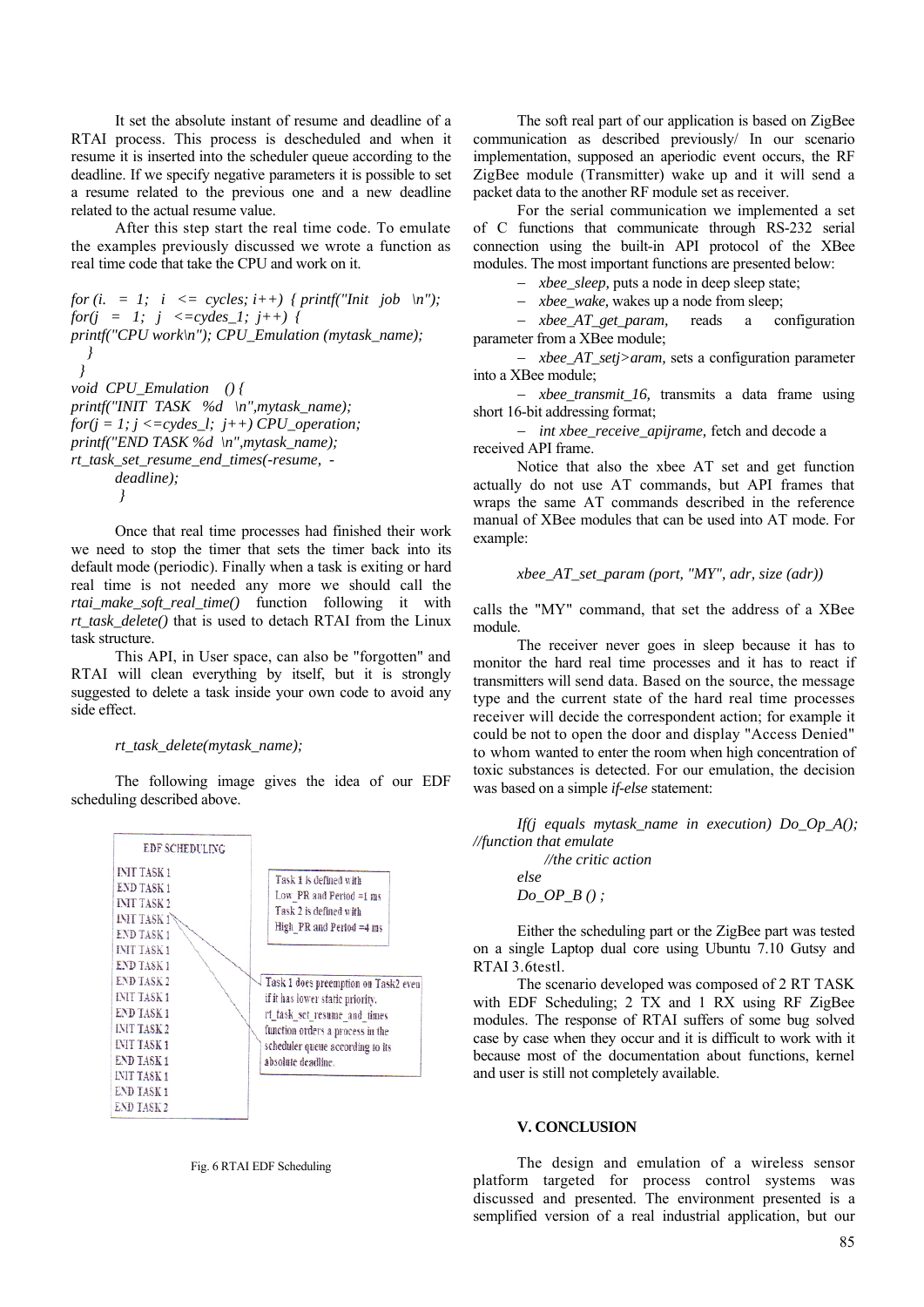It set the absolute instant of resume and deadline of a RTAI process. This process is descheduled and when it resume it is inserted into the scheduler queue according to the deadline. If we specify negative parameters it is possible to set a resume related to the previous one and a new deadline related to the actual resume value.

After this step start the real time code. To emulate the examples previously discussed we wrote a function as real time code that take the CPU and work on it.

```
for (i.  = 1;  i  <= cycles; i++) { printf("Init  job  \n");
for(j  =  1;  j  <=cydes_1; j++) {
printf("CPU work\n"); CPU_Emulation (mytask_name);
  }
 }
void  CPU_Emulation   () {
printf("INIT  TASK   %d   \n",mytask_name);
for(j = 1; j <=cydes_l;  j++) CPU_operation;
printf("END TASK %d  \n",mytask_name);
rt_task_set_resume_end_times(-resume,  -
        deadline);
        }
```

Once that real time processes had finished their work we need to stop the timer that sets the timer back into its default mode (periodic). Finally when a task is exiting or hard real time is not needed any more we should call the *rtai_make_soft_real_time()* function following it with *rt_task_delete()* that is used to detach RTAI from the Linux task structure.

This API, in User space, can also be "forgotten" and RTAI will clean everything by itself, but it is strongly suggested to delete a task inside your own code to avoid any side effect.

*rt_task_delete(mytask_name);*

The following image gives the idea of our EDF scheduling described above.

EDF SCHEDULING

INIT TASK 1
END TASK 1
INIT TASK 2
INIT TASK 1
END TASK 1
INIT TASK 1
END TASK 1
END TASK 2
INIT TASK 1
END TASK 1
INIT TASK 2
INIT TASK 1
END TASK 1
INIT TASK 1
END TASK 1
END TASK 2

Task 1 is defined with Low_PR and Period =1 ms
Task 2 is defined with High_PR and Period =4 ms

Task 1 does preemption on Task2 even if it has lower static priority. rt_task_set_resume_and_times function orders a process in the scheduler queue according to its absolute deadline.

Fig. 6 RTAI EDF Scheduling

The soft real part of our application is based on ZigBee communication as described previously/ In our scenario implementation, supposed an aperiodic event occurs, the RF ZigBee module (Transmitter) wake up and it will send a packet data to the another RF module set as receiver.

For the serial communication we implemented a set of C functions that communicate through RS-232 serial connection using the built-in API protocol of the XBee modules. The most important functions are presented below:

- *xbee_sleep*, puts a node in deep sleep state;
- *xbee_wake*, wakes up a node from sleep;
- *xbee_AT_get_param*, reads a configuration parameter from a XBee module;
- *xbee_AT_setj>aram*, sets a configuration parameter into a XBee module;
- *xbee_transmit_16*, transmits a data frame using short 16-bit addressing format;
- *int xbee_receive_apijrame*, fetch and decode a received API frame.

Notice that also the xbee AT set and get function actually do not use AT commands, but API frames that wraps the same AT commands described in the reference manual of XBee modules that can be used into AT mode. For example:

*xbee_AT_set_param (port, "MY", adr, size (adr))*

calls the "MY" command, that set the address of a XBee module.

The receiver never goes in sleep because it has to monitor the hard real time processes and it has to react if transmitters will send data. Based on the source, the message type and the current state of the hard real time processes receiver will decide the correspondent action; for example it could be not to open the door and display "Access Denied" to whom wanted to enter the room when high concentration of toxic substances is detected. For our emulation, the decision was based on a simple *if-else* statement:

```
If(j equals mytask_name in execution) Do_Op_A();
//function that emulate
        //the critic action
else
Do_OP_B () ;
```

Either the scheduling part or the ZigBee part was tested on a single Laptop dual core using Ubuntu 7.10 Gutsy and RTAI 3.6testl.

The scenario developed was composed of 2 RT TASK with EDF Scheduling; 2 TX and 1 RX using RF ZigBee modules. The response of RTAI suffers of some bug solved case by case when they occur and it is difficult to work with it because most of the documentation about functions, kernel and user is still not completely available.

## V. CONCLUSION

The design and emulation of a wireless sensor platform targeted for process control systems was discussed and presented. The environment presented is a semplified version of a real industrial application, but our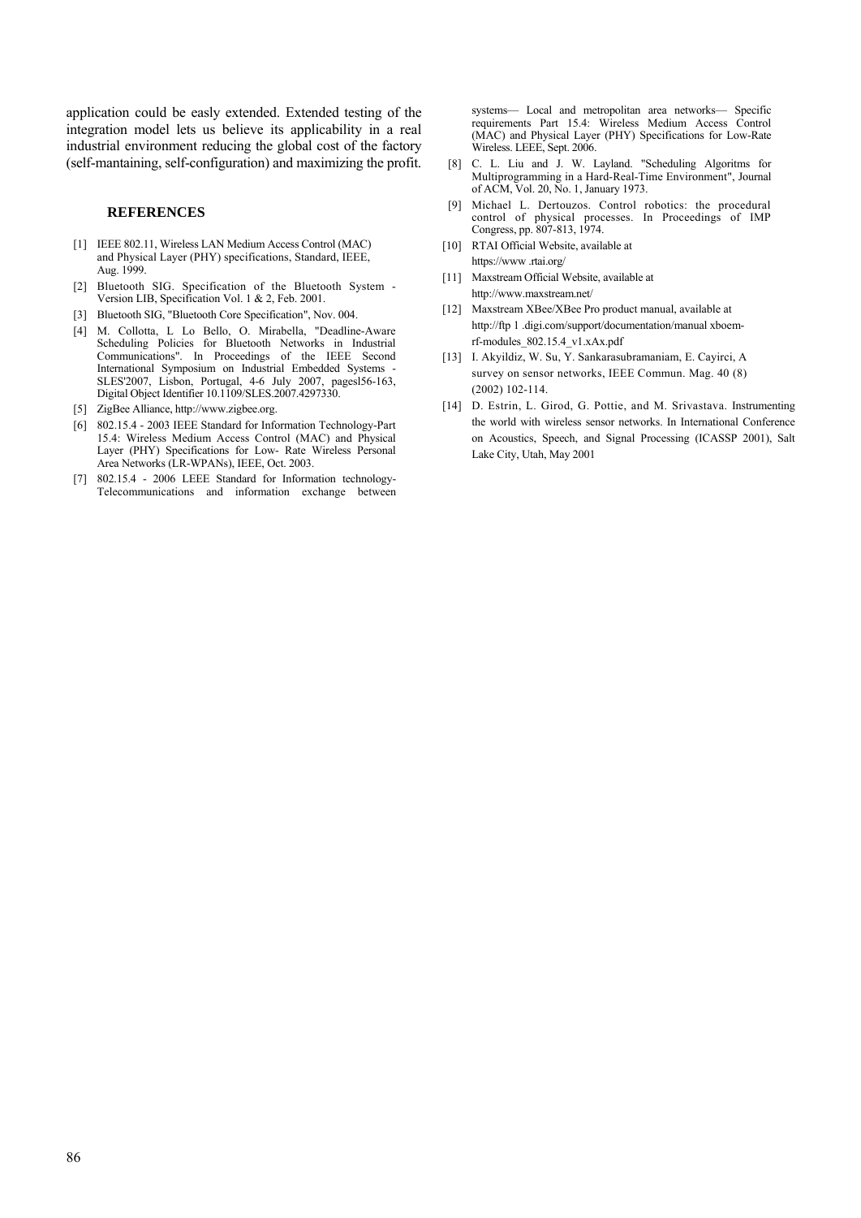application could be easly extended. Extended testing of the integration model lets us believe its applicability in a real industrial environment reducing the global cost of the factory (self-mantaining, self-configuration) and maximizing the profit.

## REFERENCES

[1] IEEE 802.11, Wireless LAN Medium Access Control (MAC) and Physical Layer (PHY) specifications, Standard, IEEE, Aug. 1999.

[2] Bluetooth SIG. Specification of the Bluetooth System - Version LIB, Specification Vol. 1 & 2, Feb. 2001.

[3] Bluetooth SIG, "Bluetooth Core Specification", Nov. 004.

[4] M. Collotta, L Lo Bello, O. Mirabella, "Deadline-Aware Scheduling Policies for Bluetooth Networks in Industrial Communications". In Proceedings of the IEEE Second International Symposium on Industrial Embedded Systems - SLES'2007, Lisbon, Portugal, 4-6 July 2007, pagesl56-163, Digital Object Identifier 10.1109/SLES.2007.4297330.

[5] ZigBee Alliance, http://www.zigbee.org.

[6] 802.15.4 - 2003 IEEE Standard for Information Technology-Part 15.4: Wireless Medium Access Control (MAC) and Physical Layer (PHY) Specifications for Low- Rate Wireless Personal Area Networks (LR-WPANs), IEEE, Oct. 2003.

[7] 802.15.4 - 2006 LEEE Standard for Information technology-Telecommunications and information exchange between systems— Local and metropolitan area networks— Specific requirements Part 15.4: Wireless Medium Access Control (MAC) and Physical Layer (PHY) Specifications for Low-Rate Wireless. LEEE, Sept. 2006.

[8] C. L. Liu and J. W. Layland. "Scheduling Algoritms for Multiprogramming in a Hard-Real-Time Environment", Journal of ACM, Vol. 20, No. 1, January 1973.

[9] Michael L. Dertouzos. Control robotics: the procedural control of physical processes. In Proceedings of IMP Congress, pp. 807-813, 1974.

[10] RTAI Official Website, available at https://www .rtai.org/

[11] Maxstream Official Website, available at http://www.maxstream.net/

[12] Maxstream XBee/XBee Pro product manual, available at http://ftp 1 .digi.com/support/documentation/manual xboem-rf-modules_802.15.4_v1.xAx.pdf

[13] I. Akyildiz, W. Su, Y. Sankarasubramaniam, E. Cayirci, A survey on sensor networks, IEEE Commun. Mag. 40 (8) (2002) 102-114.

[14] D. Estrin, L. Girod, G. Pottie, and M. Srivastava. Instrumenting the world with wireless sensor networks. In International Conference on Acoustics, Speech, and Signal Processing (ICASSP 2001), Salt Lake City, Utah, May 2001